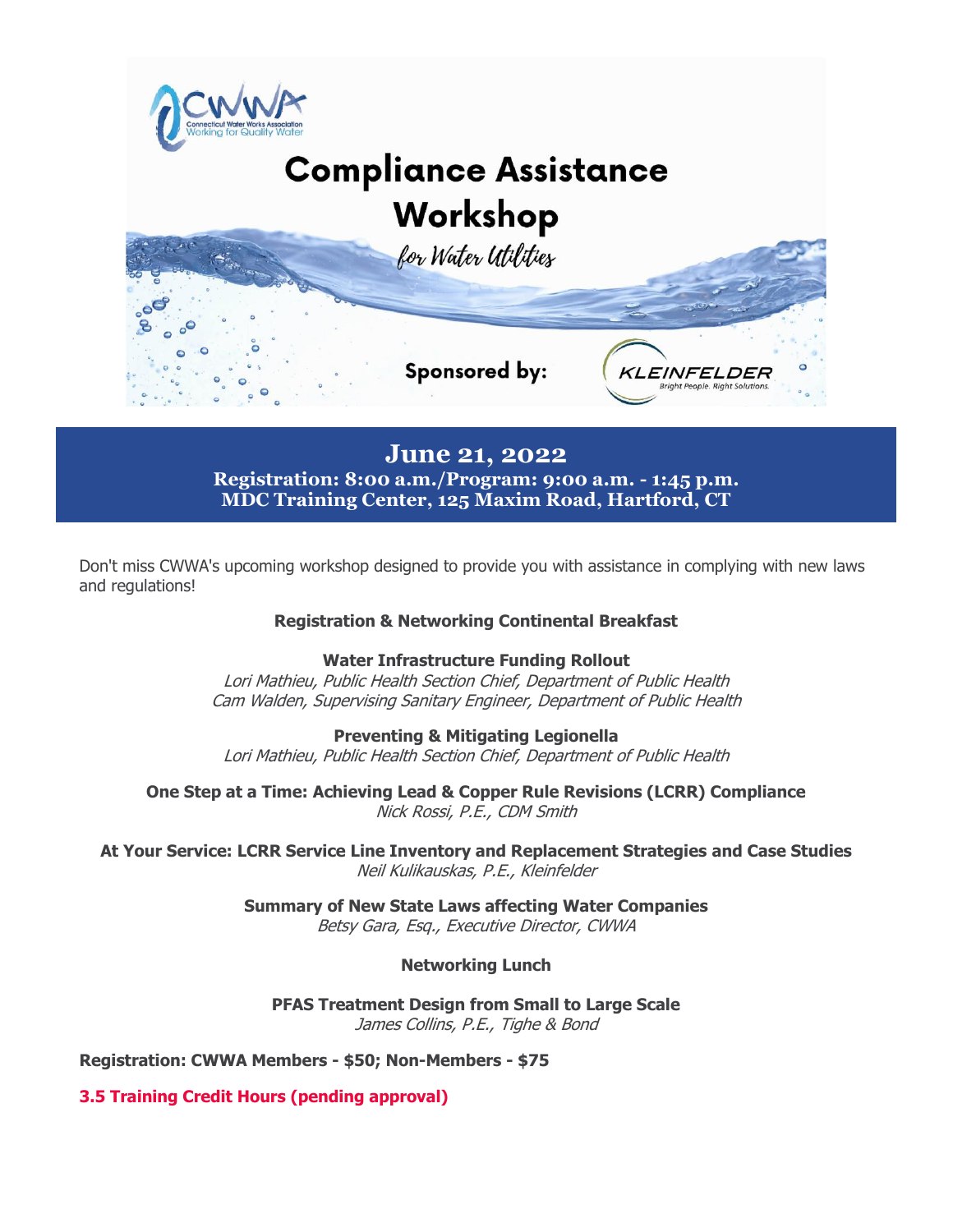CWWA
Connecticut Water Works Association
Working for Quality Water

# Compliance Assistance Workshop

*for Water Utilities*

**Sponsored by:** KLEINFELDER *Bright People. Right Solutions.*

## June 21, 2022

**Registration: 8:00 a.m./Program: 9:00 a.m. - 1:45 p.m.**
**MDC Training Center, 125 Maxim Road, Hartford, CT**

Don't miss CWWA's upcoming workshop designed to provide you with assistance in complying with new laws and regulations!

**Registration & Networking Continental Breakfast**

**Water Infrastructure Funding Rollout**
*Lori Mathieu, Public Health Section Chief, Department of Public Health*
*Cam Walden, Supervising Sanitary Engineer, Department of Public Health*

**Preventing & Mitigating Legionella**
*Lori Mathieu, Public Health Section Chief, Department of Public Health*

**One Step at a Time: Achieving Lead & Copper Rule Revisions (LCRR) Compliance**
*Nick Rossi, P.E., CDM Smith*

**At Your Service: LCRR Service Line Inventory and Replacement Strategies and Case Studies**
*Neil Kulikauskas, P.E., Kleinfelder*

**Summary of New State Laws affecting Water Companies**
*Betsy Gara, Esq., Executive Director, CWWA*

**Networking Lunch**

**PFAS Treatment Design from Small to Large Scale**
*James Collins, P.E., Tighe & Bond*

**Registration: CWWA Members - $50; Non-Members - $75**

**3.5 Training Credit Hours (pending approval)**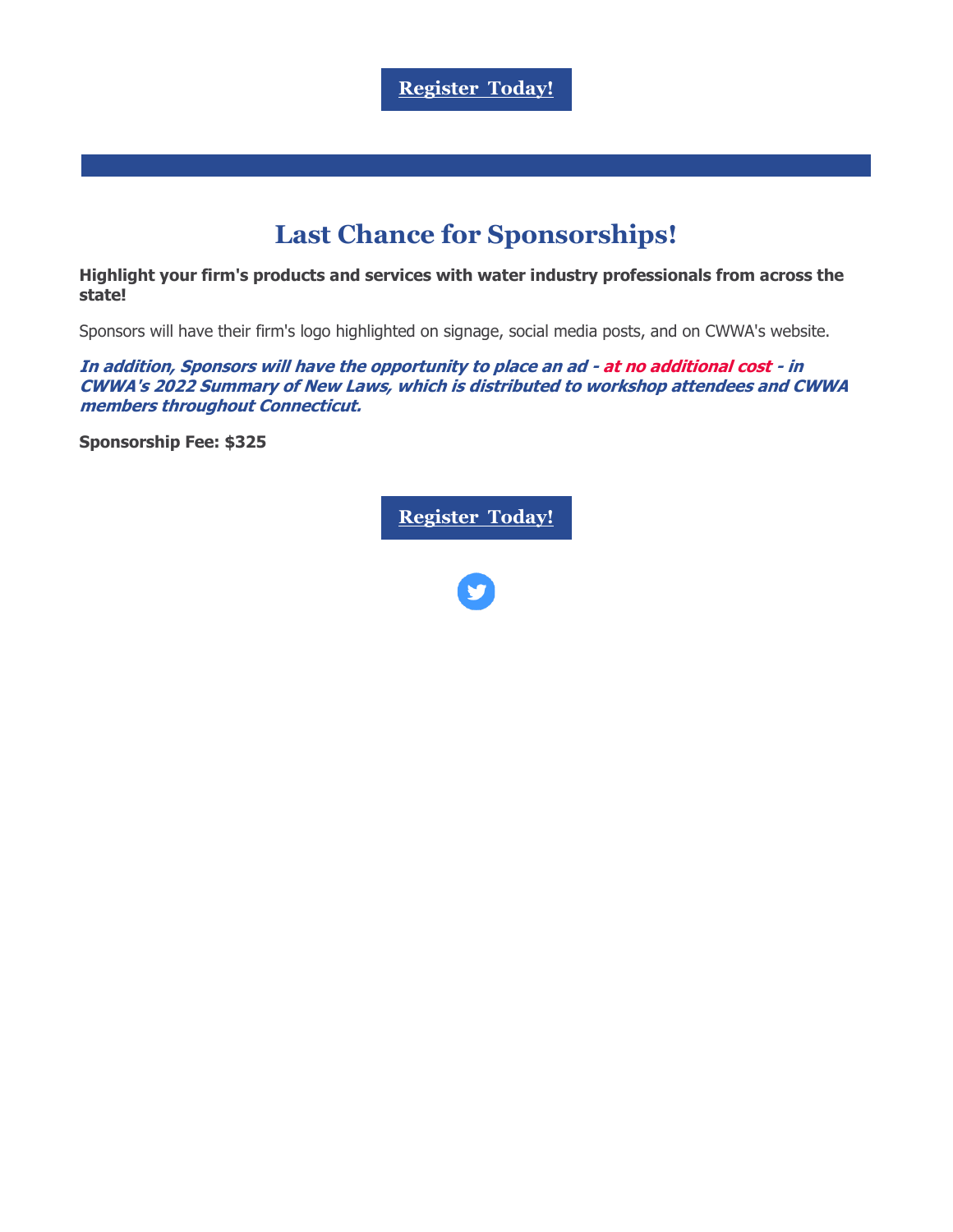**Register Today!**

---

## Last Chance for Sponsorships!

**Highlight your firm's products and services with water industry professionals from across the state!**

Sponsors will have their firm's logo highlighted on signage, social media posts, and on CWWA's website.

***In addition, Sponsors will have the opportunity to place an ad - at no additional cost - in CWWA's 2022 Summary of New Laws, which is distributed to workshop attendees and CWWA members throughout Connecticut.***

**Sponsorship Fee: $325**

**Register Today!**